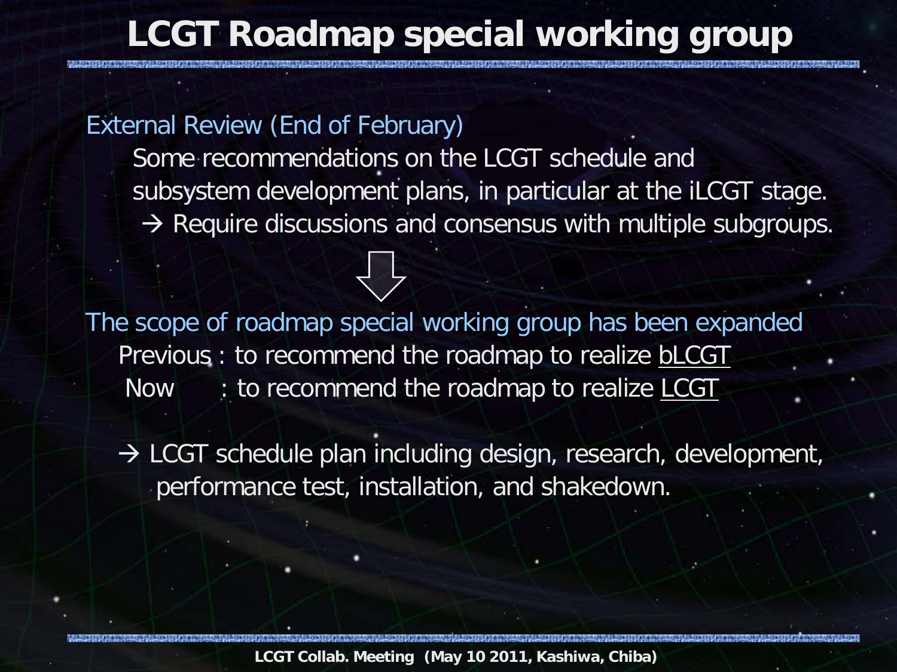# LCGT Roadmap special working group

External Review (End of February)

Some recommendations on the LCGT schedule and subsystem development plans, in particular at the iLCGT stage.

→ Require discussions and consensus with multiple subgroups.

⇩

The scope of roadmap special working group has been expanded

Previous : to recommend the roadmap to realize <u>bLCGT</u>

Now : to recommend the roadmap to realize <u>LCGT</u>

→ LCGT schedule plan including design, research, development, performance test, installation, and shakedown.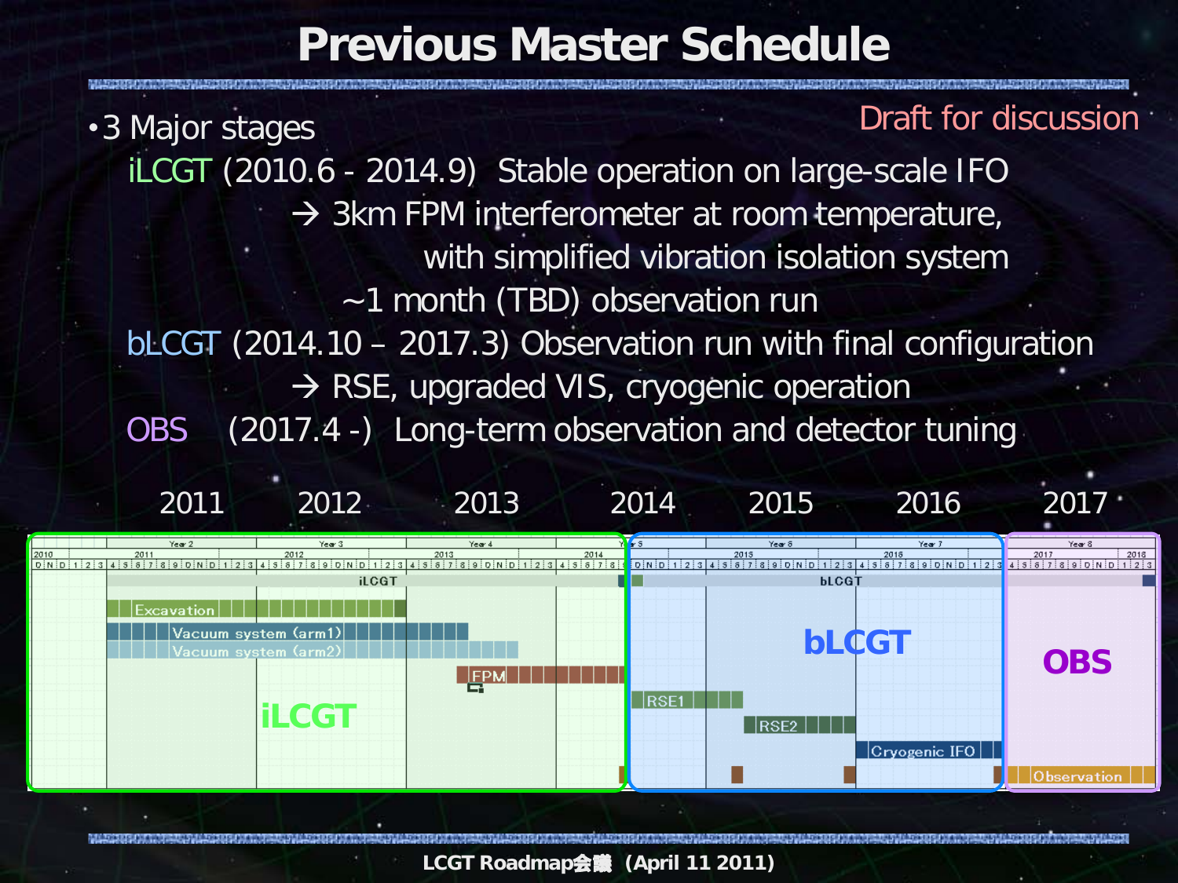# Previous Master Schedule

Draft for discussion

- 3 Major stages
  - iLCGT (2010.6 - 2014.9) Stable operation on large-scale IFO
    - → 3km FPM interferometer at room temperature, with simplified vibration isolation system
    - ~1 month (TBD) observation run
  - bLCGT (2014.10 – 2017.3) Observation run with final configuration
    - → RSE, upgraded VIS, cryogenic operation
  - OBS (2017.4 -) Long-term observation and detector tuning

2011 2012 2013 2014 2015 2016 2017

iLCGT: Excavation, Vacuum system (arm1), Vacuum system (arm2), FPM

bLCGT: RSE1, RSE2, Cryogenic IFO

OBS: Observation

LCGT Roadmap会議 (April 11 2011)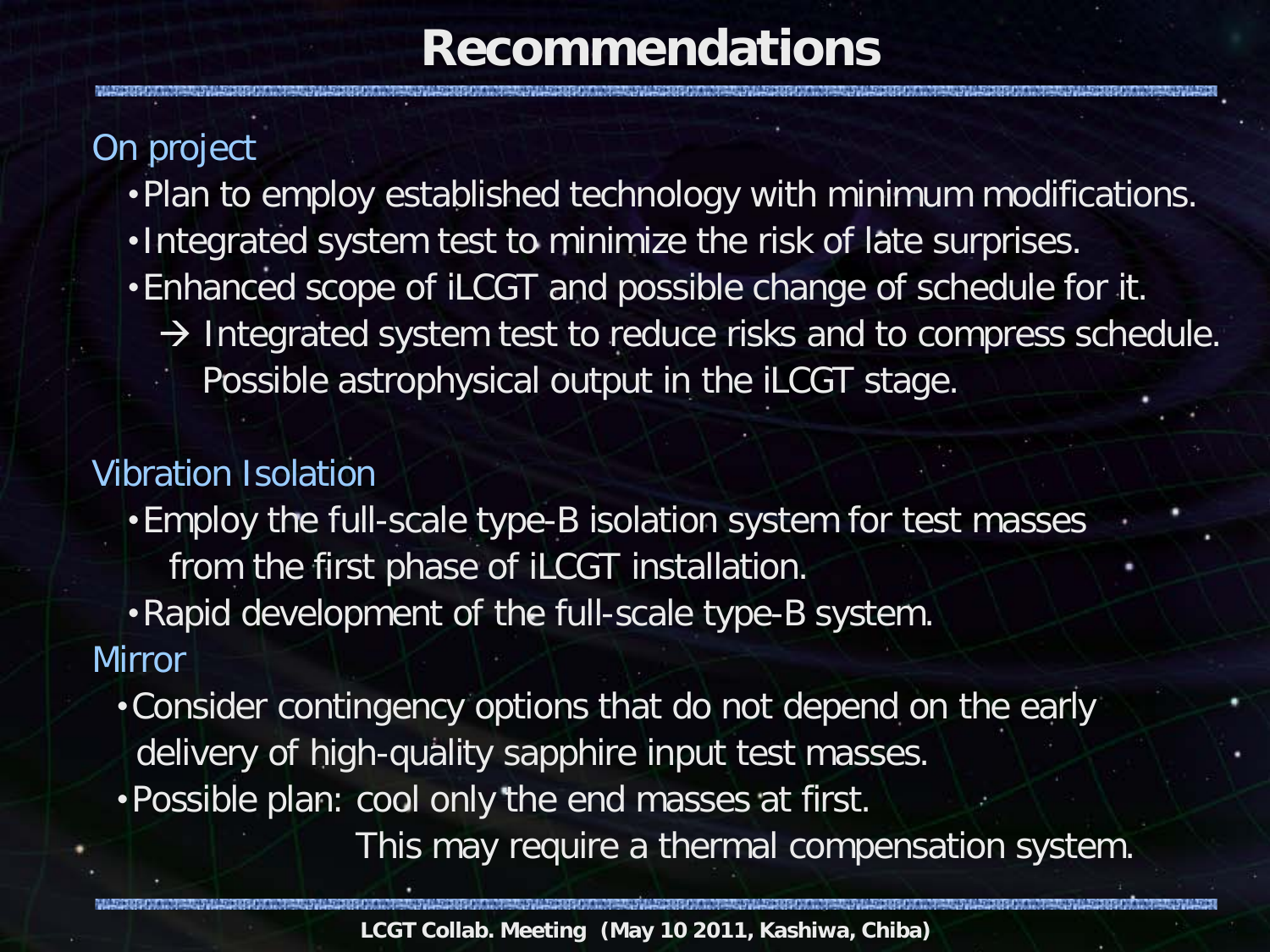# Recommendations

On project

- Plan to employ established technology with minimum modifications.
- Integrated system test to minimize the risk of late surprises.
- Enhanced scope of iLCGT and possible change of schedule for it.
  → Integrated system test to reduce risks and to compress schedule.
  Possible astrophysical output in the iLCGT stage.

Vibration Isolation

- Employ the full-scale type-B isolation system for test masses from the first phase of iLCGT installation.
- Rapid development of the full-scale type-B system.

Mirror

- Consider contingency options that do not depend on the early delivery of high-quality sapphire input test masses.
- Possible plan: cool only the end masses at first.
  This may require a thermal compensation system.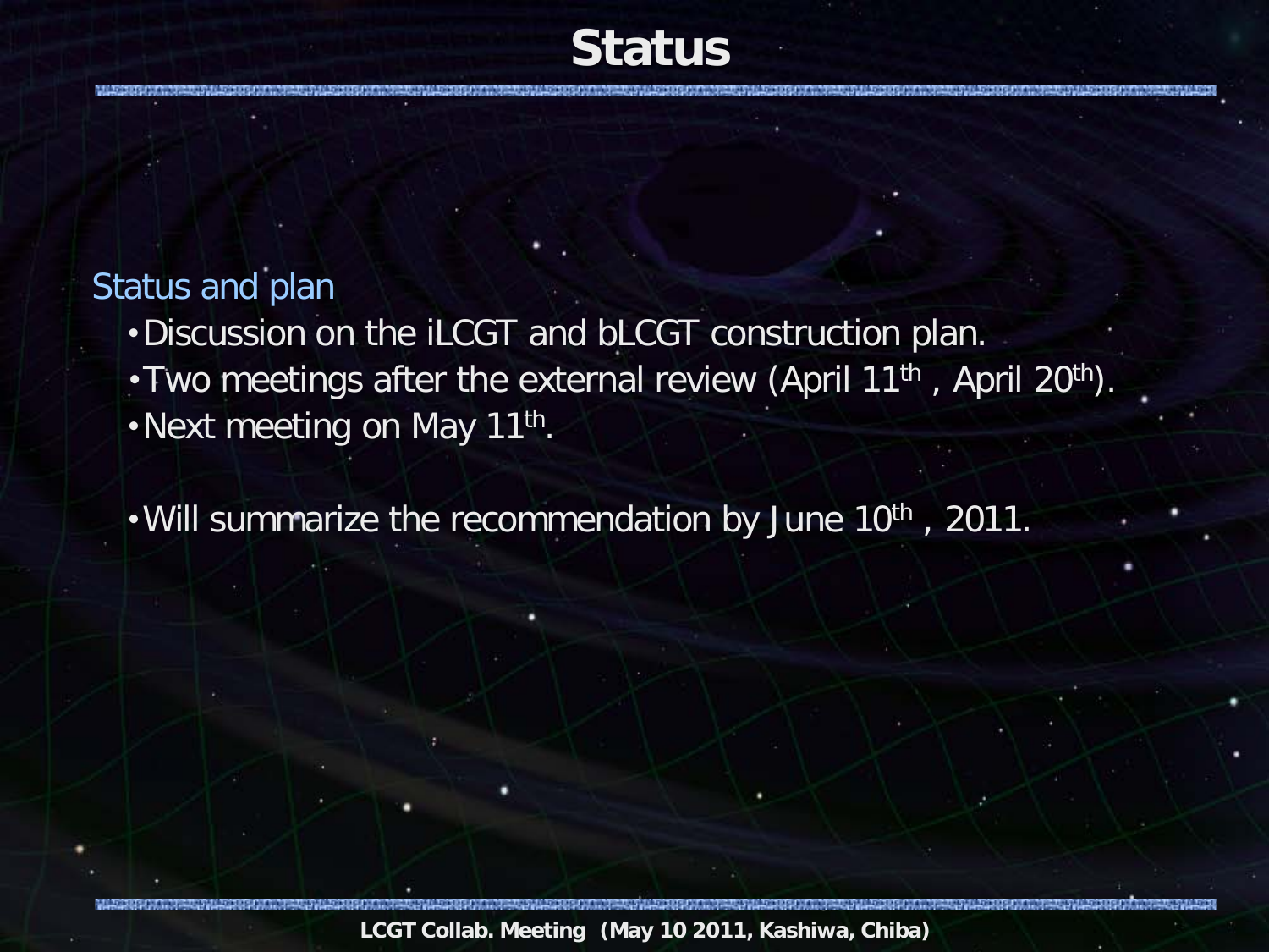# Status

Status and plan

- Discussion on the iLCGT and bLCGT construction plan.
- Two meetings after the external review (April 11th , April 20th).
- Next meeting on May 11th.

- Will summarize the recommendation by June 10th , 2011.